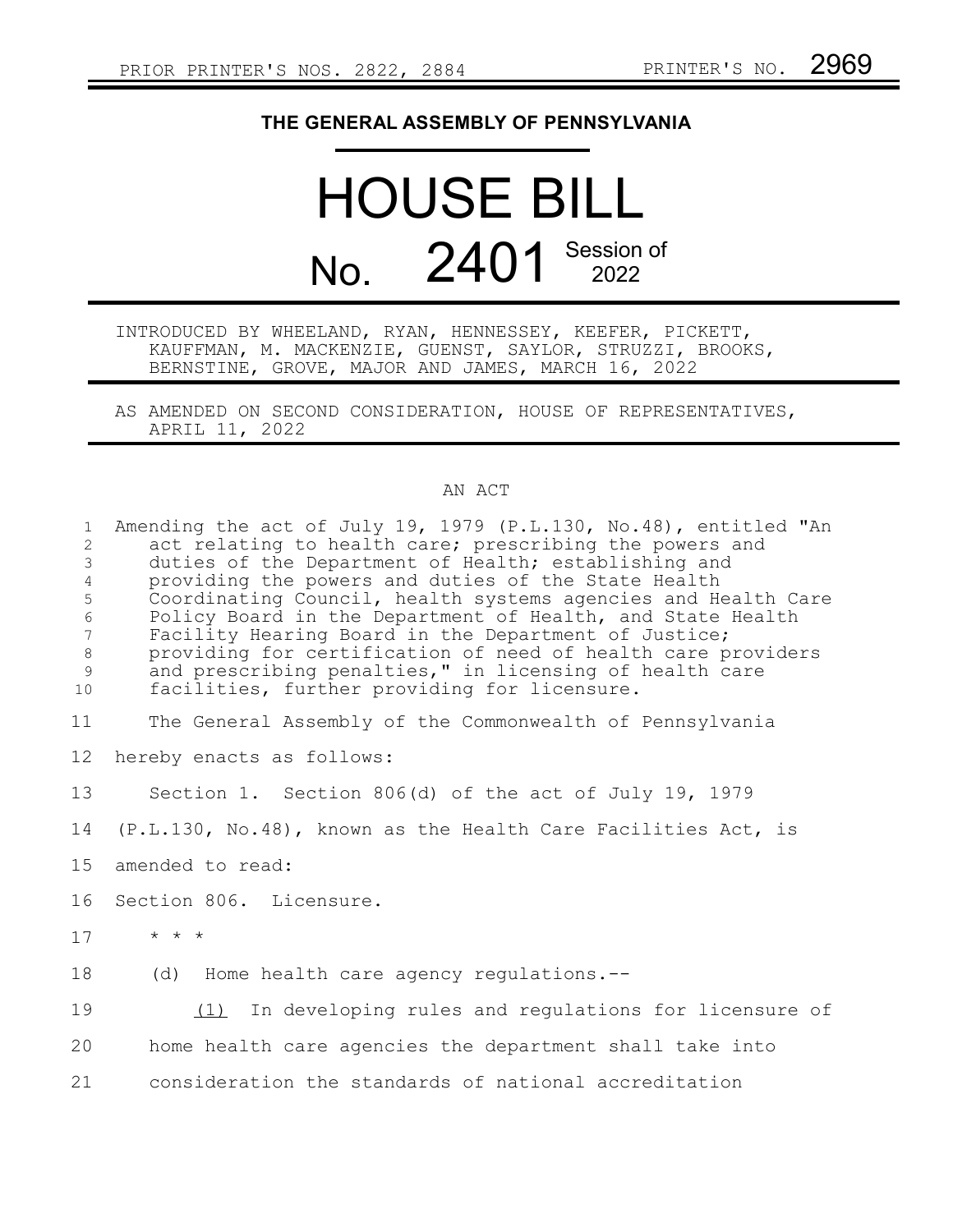PRIOR PRINTER'S NOS. 2822, 2884 PRINTER'S NO. 2969

**THE GENERAL ASSEMBLY OF PENNSYLVANIA**

# HOUSE BILL No. 2401 Session of 2022

INTRODUCED BY WHEELAND, RYAN, HENNESSEY, KEEFER, PICKETT, KAUFFMAN, M. MACKENZIE, GUENST, SAYLOR, STRUZZI, BROOKS, BERNSTINE, GROVE, MAJOR AND JAMES, MARCH 16, 2022

AS AMENDED ON SECOND CONSIDERATION, HOUSE OF REPRESENTATIVES, APRIL 11, 2022

AN ACT

Amending the act of July 19, 1979 (P.L.130, No.48), entitled "An act relating to health care; prescribing the powers and duties of the Department of Health; establishing and providing the powers and duties of the State Health Coordinating Council, health systems agencies and Health Care Policy Board in the Department of Health, and State Health Facility Hearing Board in the Department of Justice; providing for certification of need of health care providers and prescribing penalties," in licensing of health care facilities, further providing for licensure.

The General Assembly of the Commonwealth of Pennsylvania hereby enacts as follows:

Section 1. Section 806(d) of the act of July 19, 1979 (P.L.130, No.48), known as the Health Care Facilities Act, is amended to read:

Section 806. Licensure.

* * *

(d) Home health care agency regulations.--

(1) In developing rules and regulations for licensure of home health care agencies the department shall take into consideration the standards of national accreditation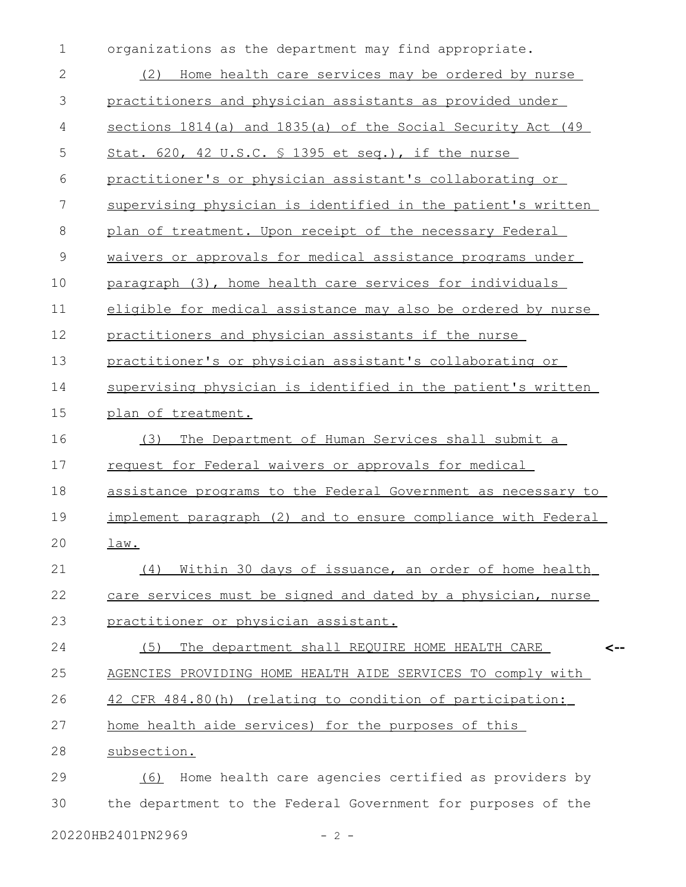organizations as the department may find appropriate.

(2) Home health care services may be ordered by nurse practitioners and physician assistants as provided under sections 1814(a) and 1835(a) of the Social Security Act (49 Stat. 620, 42 U.S.C. § 1395 et seq.), if the nurse practitioner's or physician assistant's collaborating or supervising physician is identified in the patient's written plan of treatment. Upon receipt of the necessary Federal waivers or approvals for medical assistance programs under paragraph (3), home health care services for individuals eligible for medical assistance may also be ordered by nurse practitioners and physician assistants if the nurse practitioner's or physician assistant's collaborating or supervising physician is identified in the patient's written plan of treatment.

(3) The Department of Human Services shall submit a request for Federal waivers or approvals for medical assistance programs to the Federal Government as necessary to implement paragraph (2) and to ensure compliance with Federal law.

(4) Within 30 days of issuance, an order of home health care services must be signed and dated by a physician, nurse practitioner or physician assistant.

(5) The department shall REQUIRE HOME HEALTH CARE AGENCIES PROVIDING HOME HEALTH AIDE SERVICES TO comply with 42 CFR 484.80(h) (relating to condition of participation: home health aide services) for the purposes of this subsection.

(6) Home health care agencies certified as providers by the department to the Federal Government for purposes of the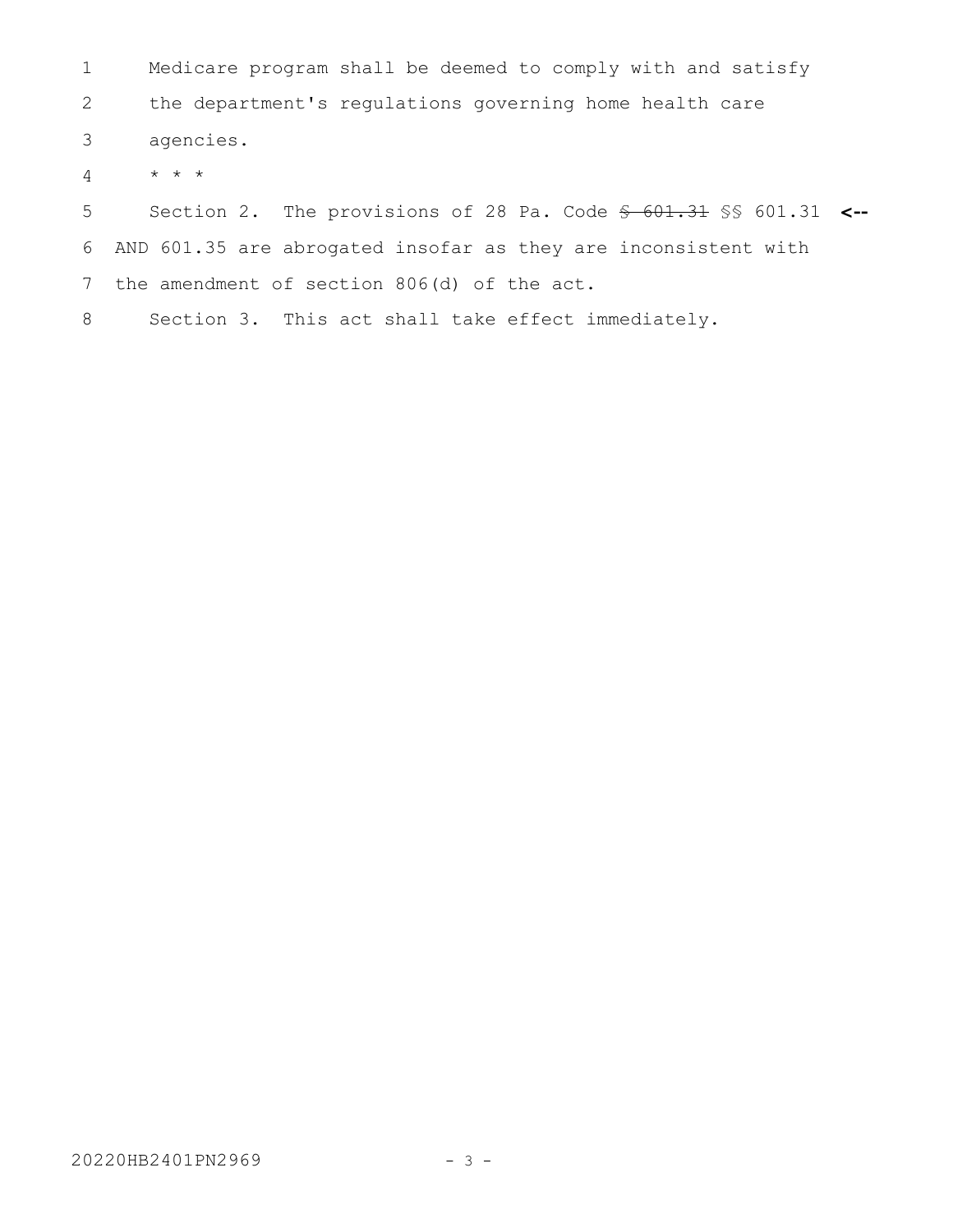Medicare program shall be deemed to comply with and satisfy the department's regulations governing home health care agencies.

* * *

Section 2. The provisions of 28 Pa. Code ~~§ 601.31~~ §§ 601.31 **<--** AND 601.35 are abrogated insofar as they are inconsistent with the amendment of section 806(d) of the act.

Section 3. This act shall take effect immediately.